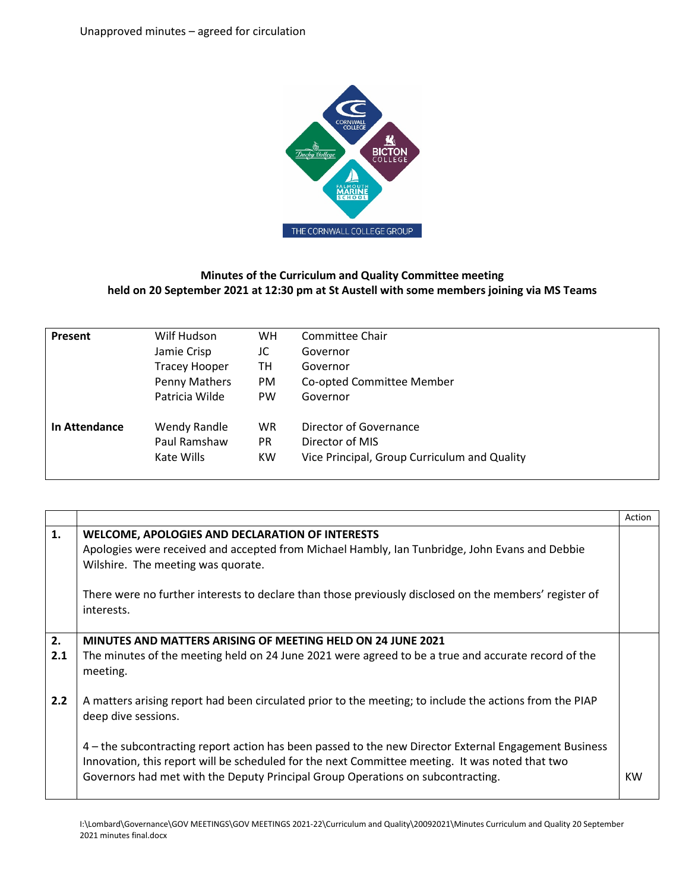Unapproved minutes – agreed for circulation

**Minutes of the Curriculum and Quality Committee meeting held on 20 September 2021 at 12:30 pm at St Austell with some members joining via MS Teams**

| | | | |
|---|---|---|---|
| **Present** | Wilf Hudson | WH | Committee Chair |
| | Jamie Crisp | JC | Governor |
| | Tracey Hooper | TH | Governor |
| | Penny Mathers | PM | Co-opted Committee Member |
| | Patricia Wilde | PW | Governor |
| **In Attendance** | Wendy Randle | WR | Director of Governance |
| | Paul Ramshaw | PR | Director of MIS |
| | Kate Wills | KW | Vice Principal, Group Curriculum and Quality |

| | | Action |
|---|---|---|
| **1.** | **WELCOME, APOLOGIES AND DECLARATION OF INTERESTS**<br>Apologies were received and accepted from Michael Hambly, Ian Tunbridge, John Evans and Debbie Wilshire. The meeting was quorate.<br><br>There were no further interests to declare than those previously disclosed on the members' register of interests. | |
| **2.** | **MINUTES AND MATTERS ARISING OF MEETING HELD ON 24 JUNE 2021** | |
| **2.1** | The minutes of the meeting held on 24 June 2021 were agreed to be a true and accurate record of the meeting. | |
| **2.2** | A matters arising report had been circulated prior to the meeting; to include the actions from the PIAP deep dive sessions.<br><br>4 – the subcontracting report action has been passed to the new Director External Engagement Business Innovation, this report will be scheduled for the next Committee meeting. It was noted that two Governors had met with the Deputy Principal Group Operations on subcontracting. | KW |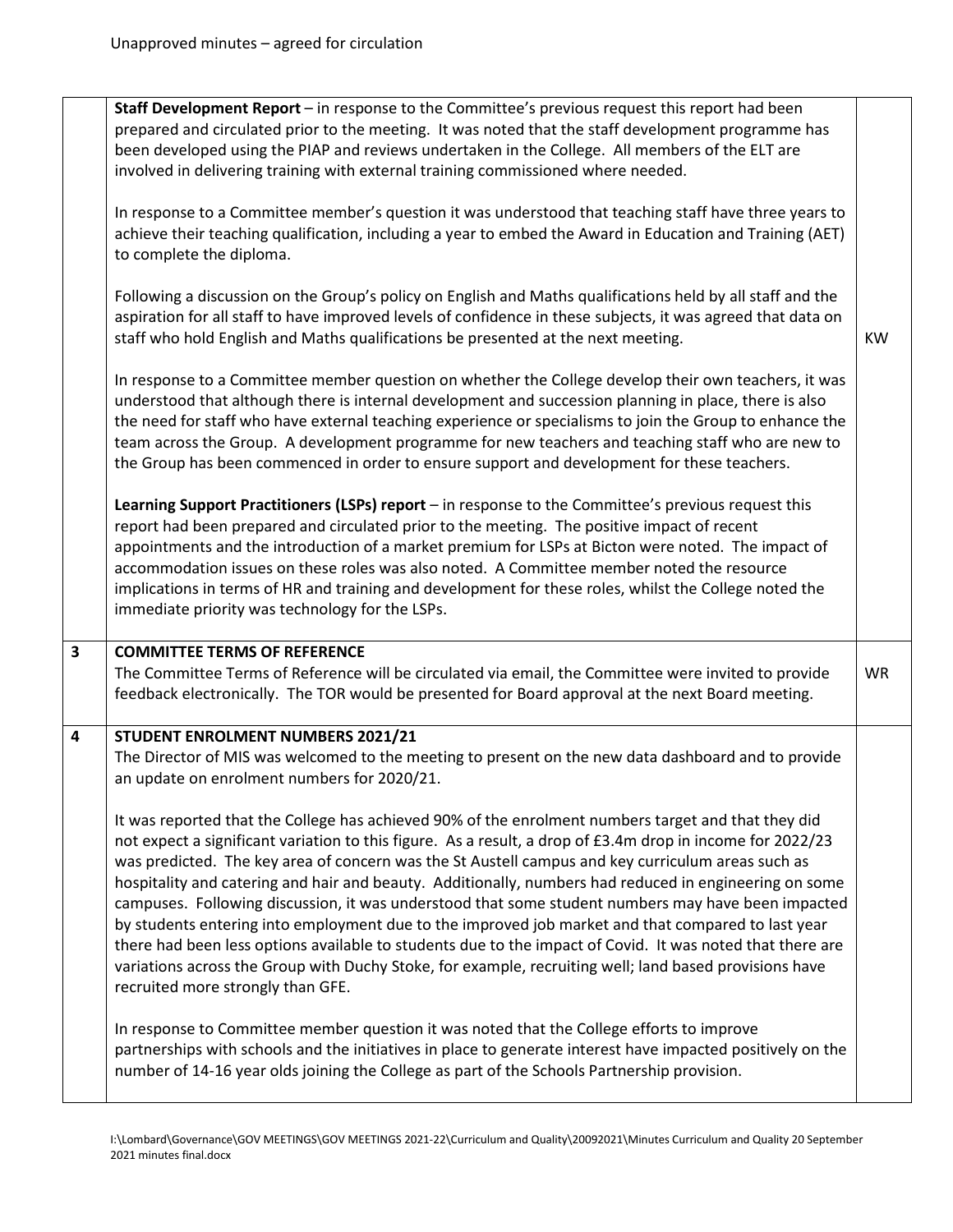| | | |
|---|---|---|
| | **Staff Development Report** – in response to the Committee's previous request this report had been prepared and circulated prior to the meeting. It was noted that the staff development programme has been developed using the PIAP and reviews undertaken in the College. All members of the ELT are involved in delivering training with external training commissioned where needed.<br><br>In response to a Committee member's question it was understood that teaching staff have three years to achieve their teaching qualification, including a year to embed the Award in Education and Training (AET) to complete the diploma.<br><br>Following a discussion on the Group's policy on English and Maths qualifications held by all staff and the aspiration for all staff to have improved levels of confidence in these subjects, it was agreed that data on staff who hold English and Maths qualifications be presented at the next meeting.<br><br>In response to a Committee member question on whether the College develop their own teachers, it was understood that although there is internal development and succession planning in place, there is also the need for staff who have external teaching experience or specialisms to join the Group to enhance the team across the Group. A development programme for new teachers and teaching staff who are new to the Group has been commenced in order to ensure support and development for these teachers.<br><br>**Learning Support Practitioners (LSPs) report** – in response to the Committee's previous request this report had been prepared and circulated prior to the meeting. The positive impact of recent appointments and the introduction of a market premium for LSPs at Bicton were noted. The impact of accommodation issues on these roles was also noted. A Committee member noted the resource implications in terms of HR and training and development for these roles, whilst the College noted the immediate priority was technology for the LSPs. | KW |
| **3** | **COMMITTEE TERMS OF REFERENCE**<br>The Committee Terms of Reference will be circulated via email, the Committee were invited to provide feedback electronically. The TOR would be presented for Board approval at the next Board meeting. | WR |
| **4** | **STUDENT ENROLMENT NUMBERS 2021/21**<br>The Director of MIS was welcomed to the meeting to present on the new data dashboard and to provide an update on enrolment numbers for 2020/21.<br><br>It was reported that the College has achieved 90% of the enrolment numbers target and that they did not expect a significant variation to this figure. As a result, a drop of £3.4m drop in income for 2022/23 was predicted. The key area of concern was the St Austell campus and key curriculum areas such as hospitality and catering and hair and beauty. Additionally, numbers had reduced in engineering on some campuses. Following discussion, it was understood that some student numbers may have been impacted by students entering into employment due to the improved job market and that compared to last year there had been less options available to students due to the impact of Covid. It was noted that there are variations across the Group with Duchy Stoke, for example, recruiting well; land based provisions have recruited more strongly than GFE.<br><br>In response to Committee member question it was noted that the College efforts to improve partnerships with schools and the initiatives in place to generate interest have impacted positively on the number of 14-16 year olds joining the College as part of the Schools Partnership provision. | |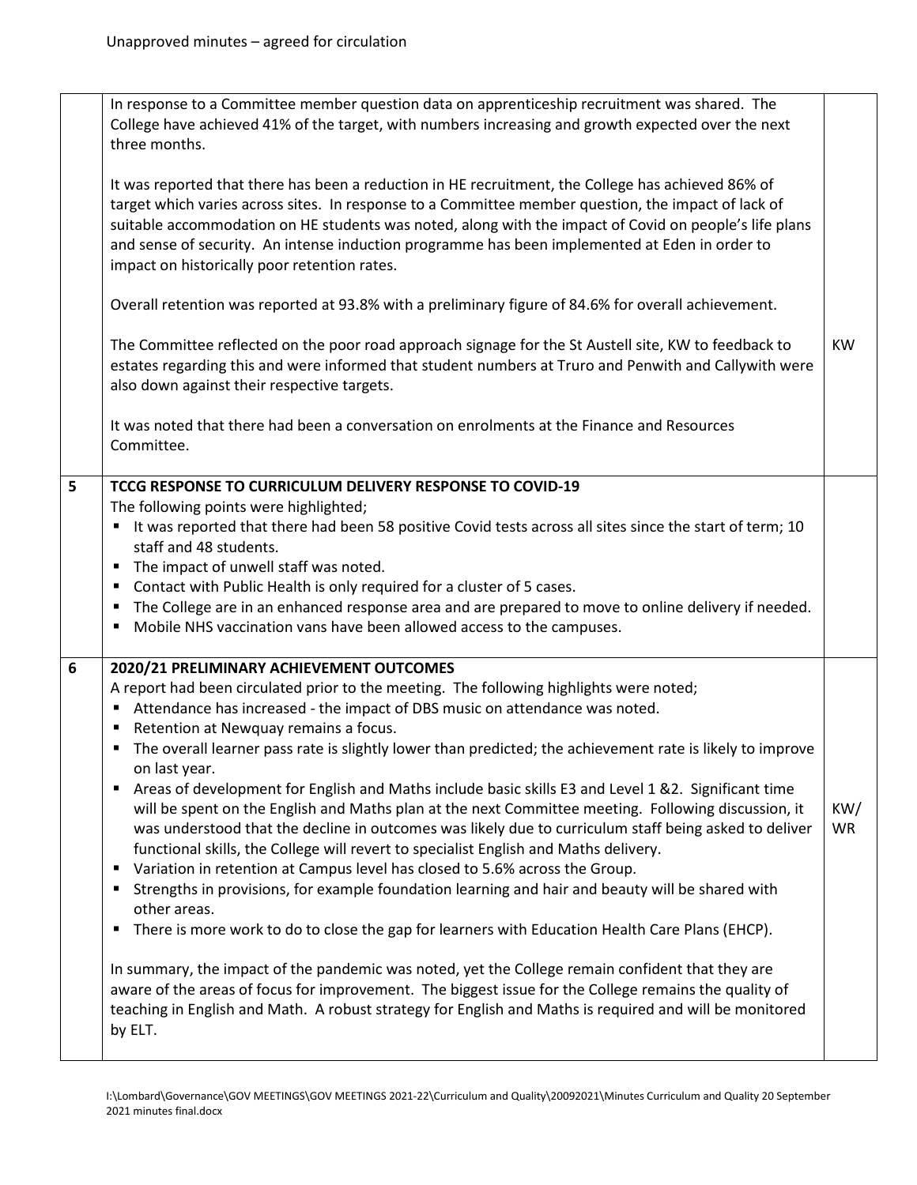Unapproved minutes – agreed for circulation

| | | |
|---|---|---|
| | In response to a Committee member question data on apprenticeship recruitment was shared. The College have achieved 41% of the target, with numbers increasing and growth expected over the next three months.<br><br>It was reported that there has been a reduction in HE recruitment, the College has achieved 86% of target which varies across sites. In response to a Committee member question, the impact of lack of suitable accommodation on HE students was noted, along with the impact of Covid on people's life plans and sense of security. An intense induction programme has been implemented at Eden in order to impact on historically poor retention rates.<br><br>Overall retention was reported at 93.8% with a preliminary figure of 84.6% for overall achievement.<br><br>The Committee reflected on the poor road approach signage for the St Austell site, KW to feedback to estates regarding this and were informed that student numbers at Truro and Penwith and Callywith were also down against their respective targets.<br><br>It was noted that there had been a conversation on enrolments at the Finance and Resources Committee. | KW |
| **5** | **TCCG RESPONSE TO CURRICULUM DELIVERY RESPONSE TO COVID-19**<br>The following points were highlighted;<br>▪ It was reported that there had been 58 positive Covid tests across all sites since the start of term; 10 staff and 48 students.<br>▪ The impact of unwell staff was noted.<br>▪ Contact with Public Health is only required for a cluster of 5 cases.<br>▪ The College are in an enhanced response area and are prepared to move to online delivery if needed.<br>▪ Mobile NHS vaccination vans have been allowed access to the campuses. | |
| **6** | **2020/21 PRELIMINARY ACHIEVEMENT OUTCOMES**<br>A report had been circulated prior to the meeting. The following highlights were noted;<br>▪ Attendance has increased - the impact of DBS music on attendance was noted.<br>▪ Retention at Newquay remains a focus.<br>▪ The overall learner pass rate is slightly lower than predicted; the achievement rate is likely to improve on last year.<br>▪ Areas of development for English and Maths include basic skills E3 and Level 1 &2. Significant time will be spent on the English and Maths plan at the next Committee meeting. Following discussion, it was understood that the decline in outcomes was likely due to curriculum staff being asked to deliver functional skills, the College will revert to specialist English and Maths delivery.<br>▪ Variation in retention at Campus level has closed to 5.6% across the Group.<br>▪ Strengths in provisions, for example foundation learning and hair and beauty will be shared with other areas.<br>▪ There is more work to do to close the gap for learners with Education Health Care Plans (EHCP).<br><br>In summary, the impact of the pandemic was noted, yet the College remain confident that they are aware of the areas of focus for improvement. The biggest issue for the College remains the quality of teaching in English and Math. A robust strategy for English and Maths is required and will be monitored by ELT. | KW/ WR |

I:\Lombard\Governance\GOV MEETINGS\GOV MEETINGS 2021-22\Curriculum and Quality\20092021\Minutes Curriculum and Quality 20 September 2021 minutes final.docx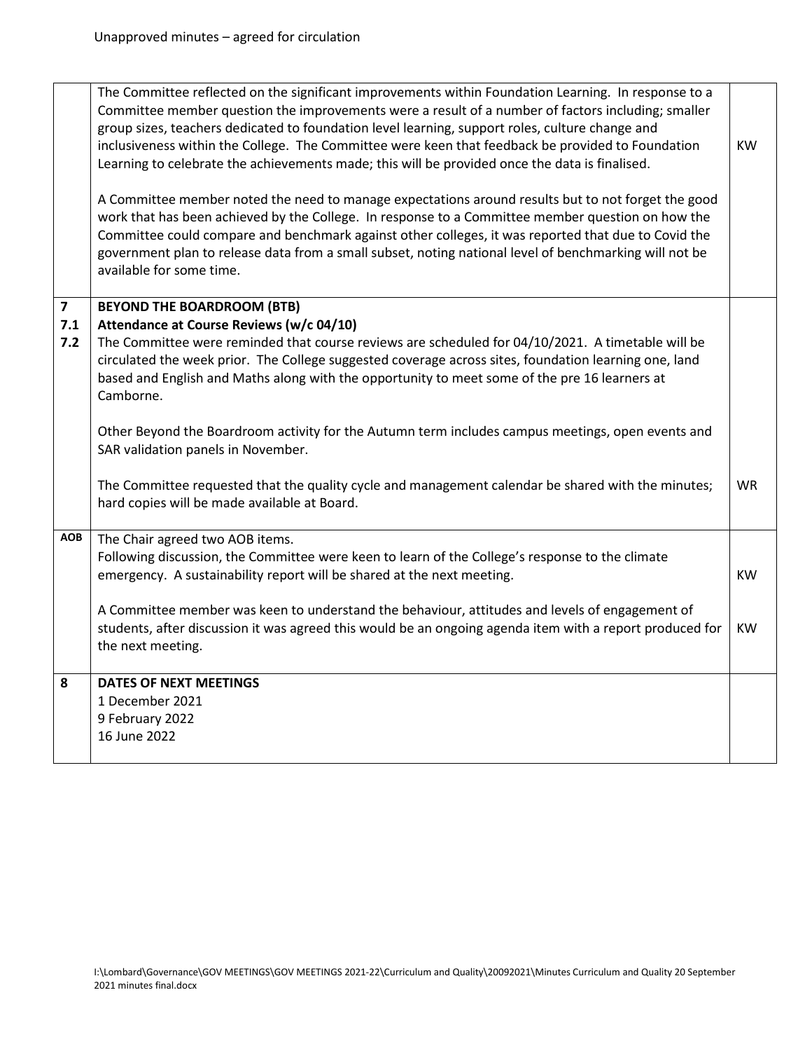Unapproved minutes – agreed for circulation

| | | |
|---|---|---|
| | The Committee reflected on the significant improvements within Foundation Learning. In response to a Committee member question the improvements were a result of a number of factors including; smaller group sizes, teachers dedicated to foundation level learning, support roles, culture change and inclusiveness within the College. The Committee were keen that feedback be provided to Foundation Learning to celebrate the achievements made; this will be provided once the data is finalised.<br><br>A Committee member noted the need to manage expectations around results but to not forget the good work that has been achieved by the College. In response to a Committee member question on how the Committee could compare and benchmark against other colleges, it was reported that due to Covid the government plan to release data from a small subset, noting national level of benchmarking will not be available for some time. | KW |
| **7**<br>**7.1**<br>**7.2** | **BEYOND THE BOARDROOM (BTB)**<br>**Attendance at Course Reviews (w/c 04/10)**<br>The Committee were reminded that course reviews are scheduled for 04/10/2021. A timetable will be circulated the week prior. The College suggested coverage across sites, foundation learning one, land based and English and Maths along with the opportunity to meet some of the pre 16 learners at Camborne.<br><br>Other Beyond the Boardroom activity for the Autumn term includes campus meetings, open events and SAR validation panels in November.<br><br>The Committee requested that the quality cycle and management calendar be shared with the minutes; hard copies will be made available at Board. | WR |
| **AOB** | The Chair agreed two AOB items.<br>Following discussion, the Committee were keen to learn of the College's response to the climate emergency. A sustainability report will be shared at the next meeting.<br><br>A Committee member was keen to understand the behaviour, attitudes and levels of engagement of students, after discussion it was agreed this would be an ongoing agenda item with a report produced for the next meeting. | KW<br><br>KW |
| **8** | **DATES OF NEXT MEETINGS**<br>1 December 2021<br>9 February 2022<br>16 June 2022 | |

I:\Lombard\Governance\GOV MEETINGS\GOV MEETINGS 2021-22\Curriculum and Quality\20092021\Minutes Curriculum and Quality 20 September 2021 minutes final.docx